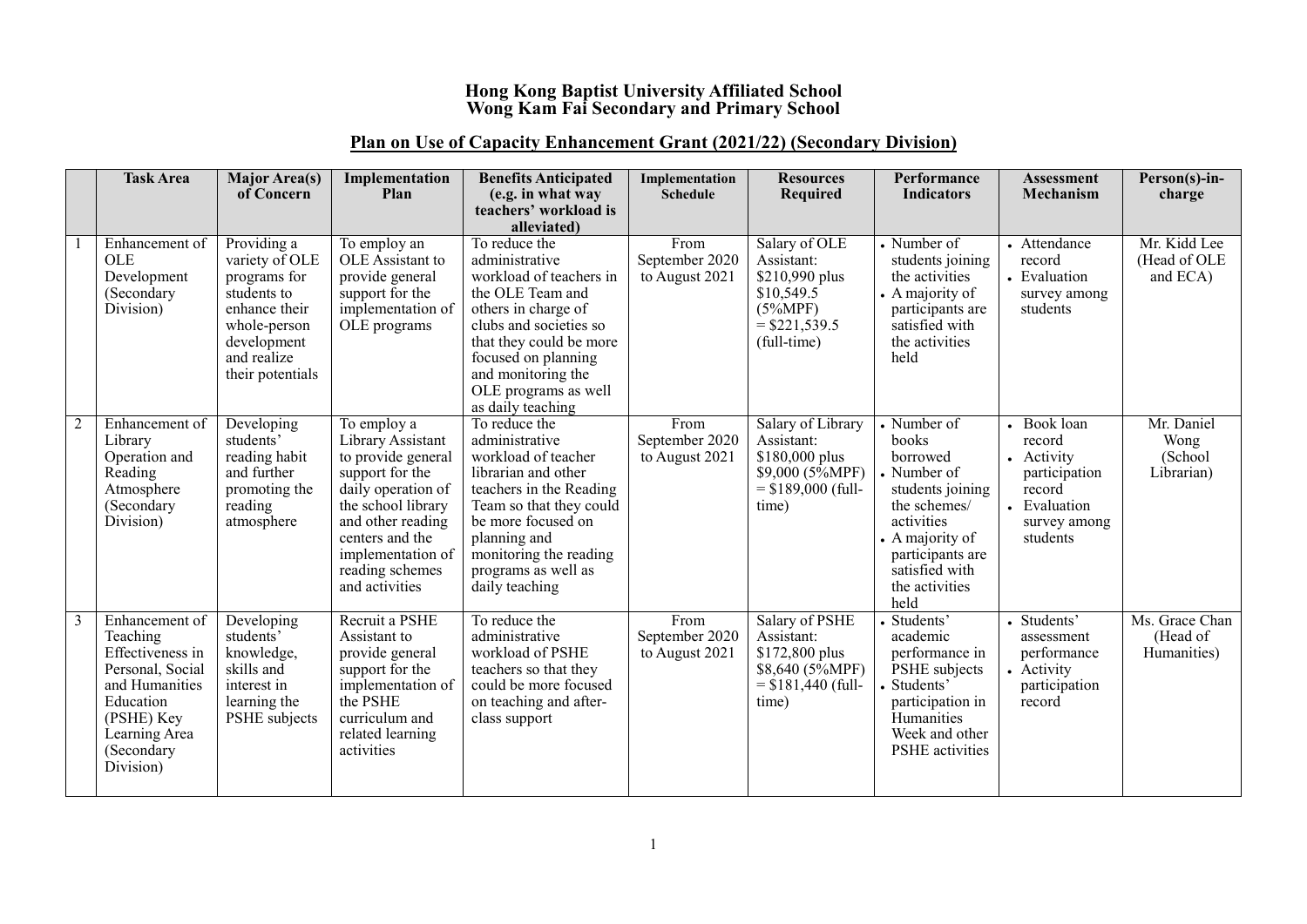# Hong Kong Baptist University Affiliated School
# Wong Kam Fai Secondary and Primary School

## Plan on Use of Capacity Enhancement Grant (2021/22) (Secondary Division)

| | Task Area | Major Area(s) of Concern | Implementation Plan | Benefits Anticipated (e.g. in what way teachers' workload is alleviated) | Implementation Schedule | Resources Required | Performance Indicators | Assessment Mechanism | Person(s)-in-charge |
|---|---|---|---|---|---|---|---|---|---|
| 1 | Enhancement of OLE Development (Secondary Division) | Providing a variety of OLE programs for students to enhance their whole-person development and realize their potentials | To employ an OLE Assistant to provide general support for the implementation of OLE programs | To reduce the administrative workload of teachers in the OLE Team and others in charge of clubs and societies so that they could be more focused on planning and monitoring the OLE programs as well as daily teaching | From September 2020 to August 2021 | Salary of OLE Assistant: $210,990 plus $10,549.5 (5%MPF) = $221,539.5 (full-time) | • Number of students joining the activities<br>• A majority of participants are satisfied with the activities held | • Attendance record<br>• Evaluation survey among students | Mr. Kidd Lee (Head of OLE and ECA) |
| 2 | Enhancement of Library Operation and Reading Atmosphere (Secondary Division) | Developing students' reading habit and further promoting the reading atmosphere | To employ a Library Assistant to provide general support for the daily operation of the school library and other reading centers and the implementation of reading schemes and activities | To reduce the administrative workload of teacher librarian and other teachers in the Reading Team so that they could be more focused on planning and monitoring the reading programs as well as daily teaching | From September 2020 to August 2021 | Salary of Library Assistant: $180,000 plus $9,000 (5%MPF) = $189,000 (full-time) | • Number of books borrowed<br>• Number of students joining the schemes/ activities<br>• A majority of participants are satisfied with the activities held | • Book loan record<br>• Activity participation record<br>• Evaluation survey among students | Mr. Daniel Wong (School Librarian) |
| 3 | Enhancement of Teaching Effectiveness in Personal, Social and Humanities Education (PSHE) Key Learning Area (Secondary Division) | Developing students' knowledge, skills and interest in learning the PSHE subjects | Recruit a PSHE Assistant to provide general support for the implementation of the PSHE curriculum and related learning activities | To reduce the administrative workload of PSHE teachers so that they could be more focused on teaching and after-class support | From September 2020 to August 2021 | Salary of PSHE Assistant: $172,800 plus $8,640 (5%MPF) = $181,440 (full-time) | • Students' academic performance in PSHE subjects<br>• Students' participation in Humanities Week and other PSHE activities | • Students' assessment performance<br>• Activity participation record | Ms. Grace Chan (Head of Humanities) |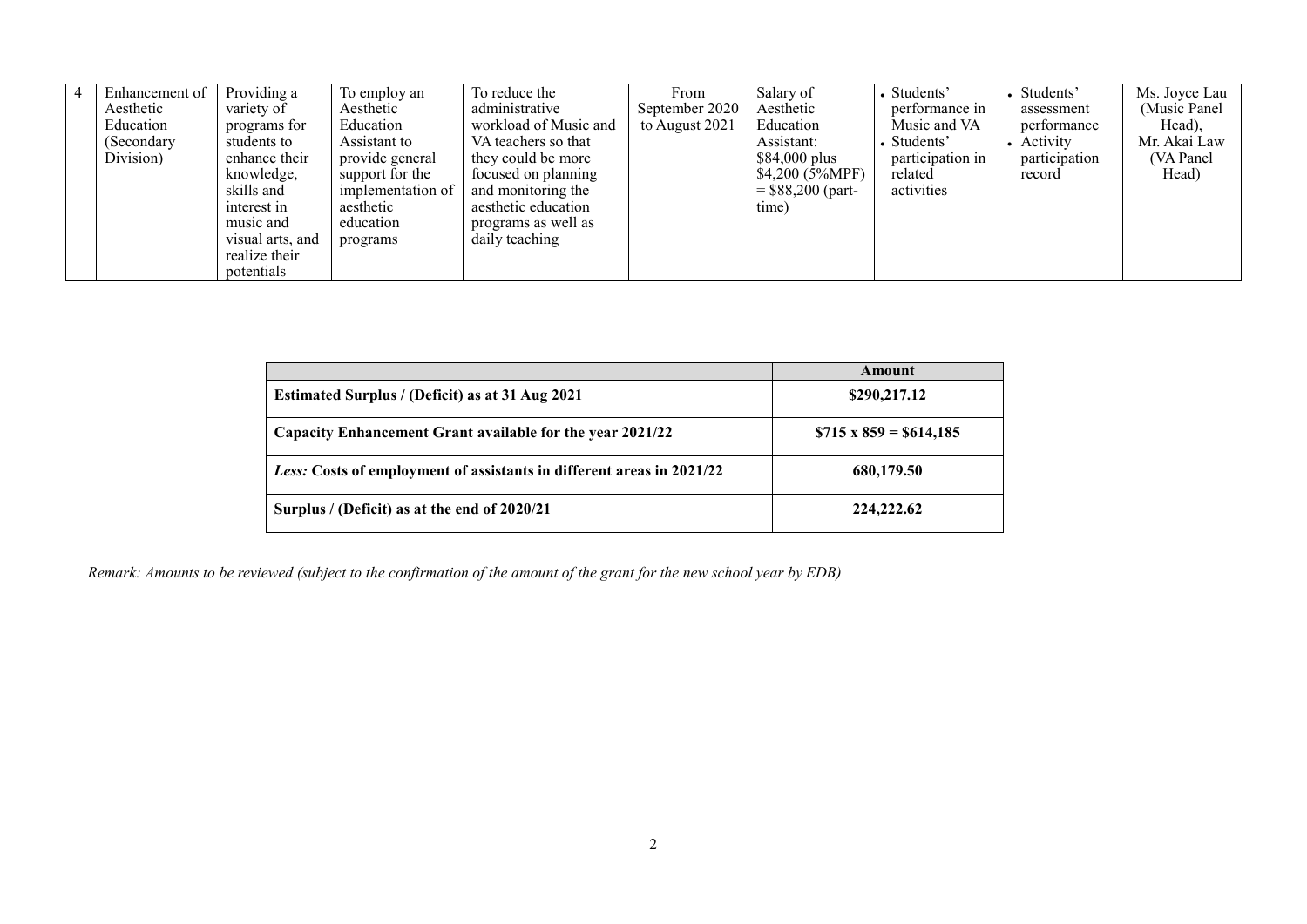| | | | | | | | | | |
|---|---|---|---|---|---|---|---|---|---|
| 4 | Enhancement of Aesthetic Education (Secondary Division) | Providing a variety of programs for students to enhance their knowledge, skills and interest in music and visual arts, and realize their potentials | To employ an Aesthetic Education Assistant to provide general support for the implementation of aesthetic education programs | To reduce the administrative workload of Music and VA teachers so that they could be more focused on planning and monitoring the aesthetic education programs as well as daily teaching | From September 2020 to August 2021 | Salary of Aesthetic Education Assistant: $84,000 plus $4,200 (5%MPF) = $88,200 (part-time) | • Students' performance in Music and VA<br>• Students' participation in related activities | • Students' assessment performance<br>• Activity participation record | Ms. Joyce Lau (Music Panel Head), Mr. Akai Law (VA Panel Head) |

| | Amount |
|---|---|
| **Estimated Surplus / (Deficit) as at 31 Aug 2021** | **$290,217.12** |
| **Capacity Enhancement Grant available for the year 2021/22** | **$715 x 859 = $614,185** |
| ***Less:* Costs of employment of assistants in different areas in 2021/22** | **680,179.50** |
| **Surplus / (Deficit) as at the end of 2020/21** | **224,222.62** |

*Remark: Amounts to be reviewed (subject to the confirmation of the amount of the grant for the new school year by EDB)*